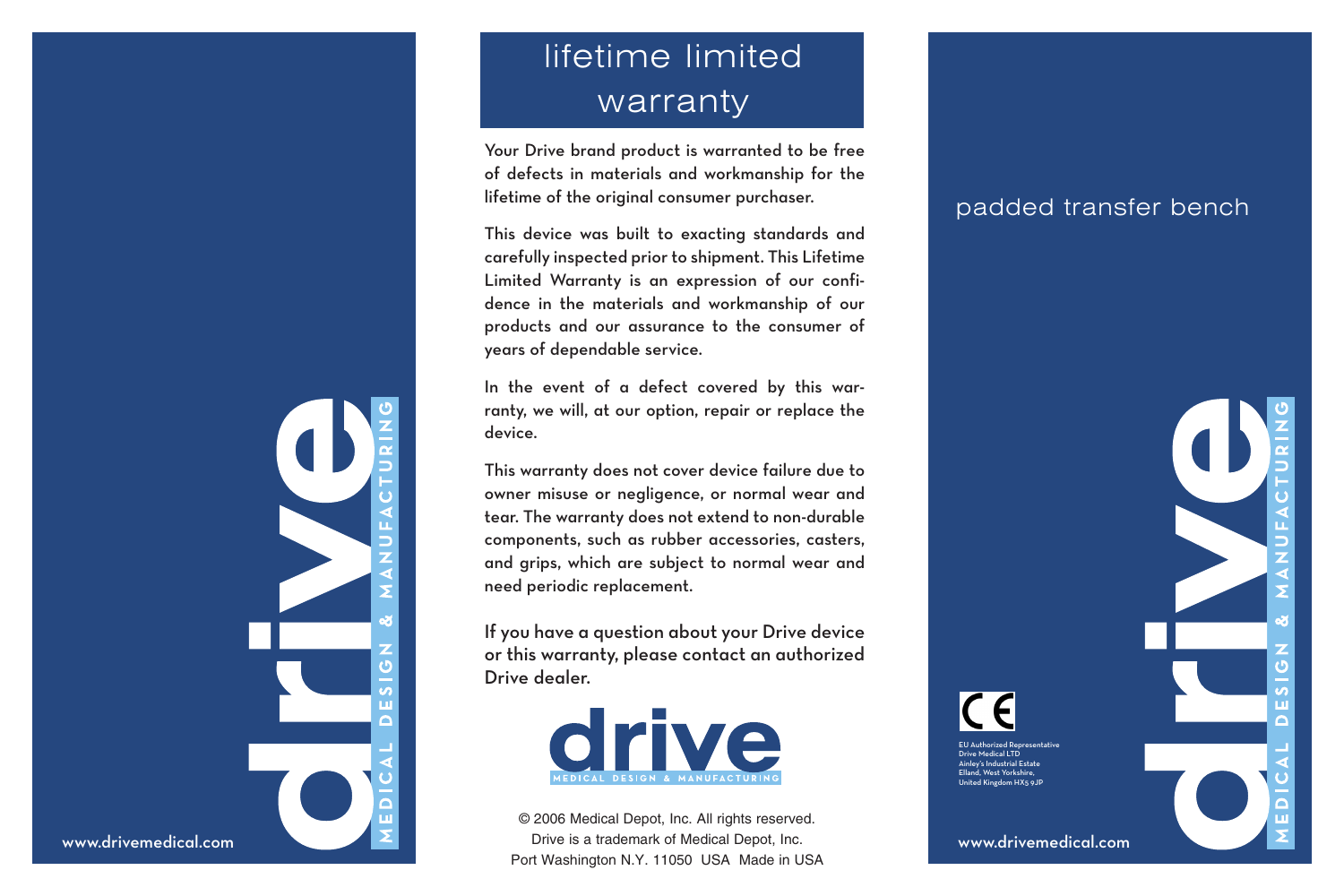# lifetime limited warranty

Your Drive brand product is warranted to be free of defects in materials and workmanship for the lifetime of the original consumer purchaser.

This device was built to exacting standards and carefully inspected prior to shipment. This Lifetime Limited Warranty is an expression of our confidence in the materials and workmanship of our products and our assurance to the consumer of years of dependable service.

In the event of a defect covered by this warranty, we will, at our option, repair or replace the device.

This warranty does not cover device failure due to owner misuse or negligence, or normal wear and tear. The warranty does not extend to non-durable components, such as rubber accessories, casters, and grips, which are subject to normal wear and need periodic replacement.

If you have a question about your Drive device or this warranty, please contact an authorized Drive dealer.

drive
MEDICAL DESIGN & MANUFACTURING

© 2006 Medical Depot, Inc. All rights reserved.
Drive is a trademark of Medical Depot, Inc.
Port Washington N.Y. 11050 USA Made in USA

# padded transfer bench

CE

EU Authorized Representative
Drive Medical LTD
Ainley's Industrial Estate
Elland, West Yorkshire,
United Kingdom HX5 9JP

drive
MEDICAL DESIGN & MANUFACTURING

www.drivemedical.com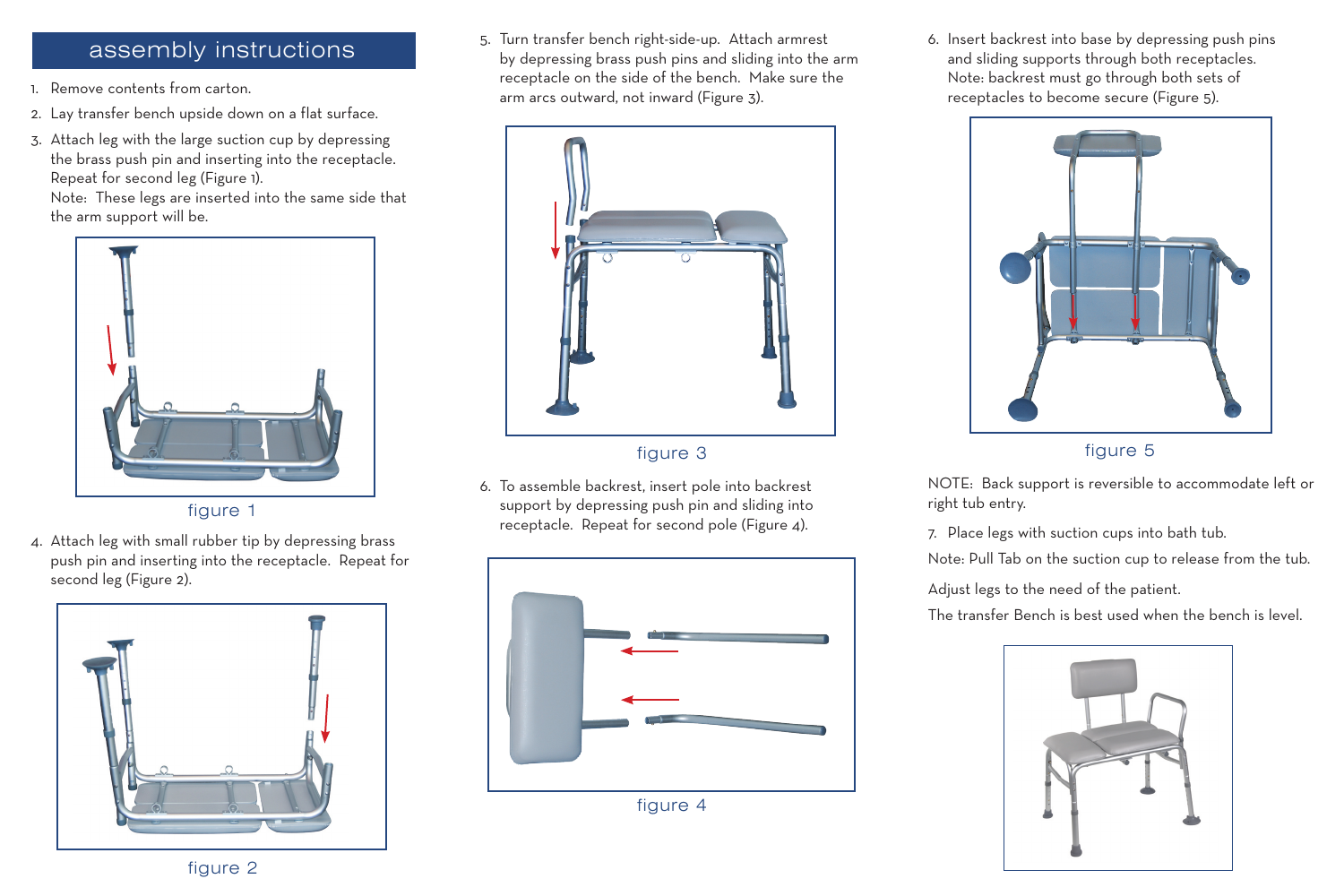## assembly instructions

1. Remove contents from carton.
2. Lay transfer bench upside down on a flat surface.
3. Attach leg with the large suction cup by depressing the brass push pin and inserting into the receptacle. Repeat for second leg (Figure 1).
   Note: These legs are inserted into the same side that the arm support will be.

figure 1

4. Attach leg with small rubber tip by depressing brass push pin and inserting into the receptacle. Repeat for second leg (Figure 2).

figure 2

5. Turn transfer bench right-side-up. Attach armrest by depressing brass push pins and sliding into the arm receptacle on the side of the bench. Make sure the arm arcs outward, not inward (Figure 3).

figure 3

6. To assemble backrest, insert pole into backrest support by depressing push pin and sliding into receptacle. Repeat for second pole (Figure 4).

figure 4

6. Insert backrest into base by depressing push pins and sliding supports through both receptacles. Note: backrest must go through both sets of receptacles to become secure (Figure 5).

figure 5

NOTE: Back support is reversible to accommodate left or right tub entry.

7. Place legs with suction cups into bath tub.

Note: Pull Tab on the suction cup to release from the tub.

Adjust legs to the need of the patient.

The transfer Bench is best used when the bench is level.